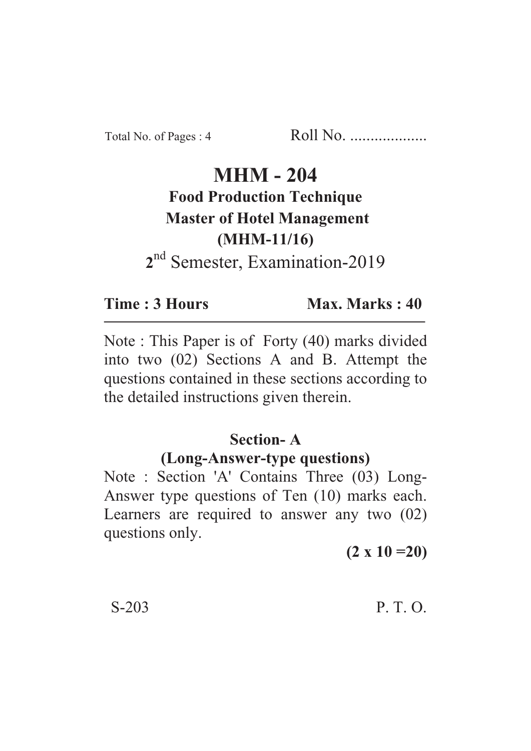Total No. of Pages : 4 Roll No. ...................

# MHM - 204

## Food Production Technique

## Master of Hotel Management

## (MHM-11/16)

2nd Semester, Examination-2019

**Time : 3 Hours** **Max. Marks : 40**

Note : This Paper is of Forty (40) marks divided into two (02) Sections A and B. Attempt the questions contained in these sections according to the detailed instructions given therein.

### Section- A

### (Long-Answer-type questions)

Note : Section 'A' Contains Three (03) Long-Answer type questions of Ten (10) marks each. Learners are required to answer any two (02) questions only.

**(2 x 10 =20)**

S-203 P. T. O.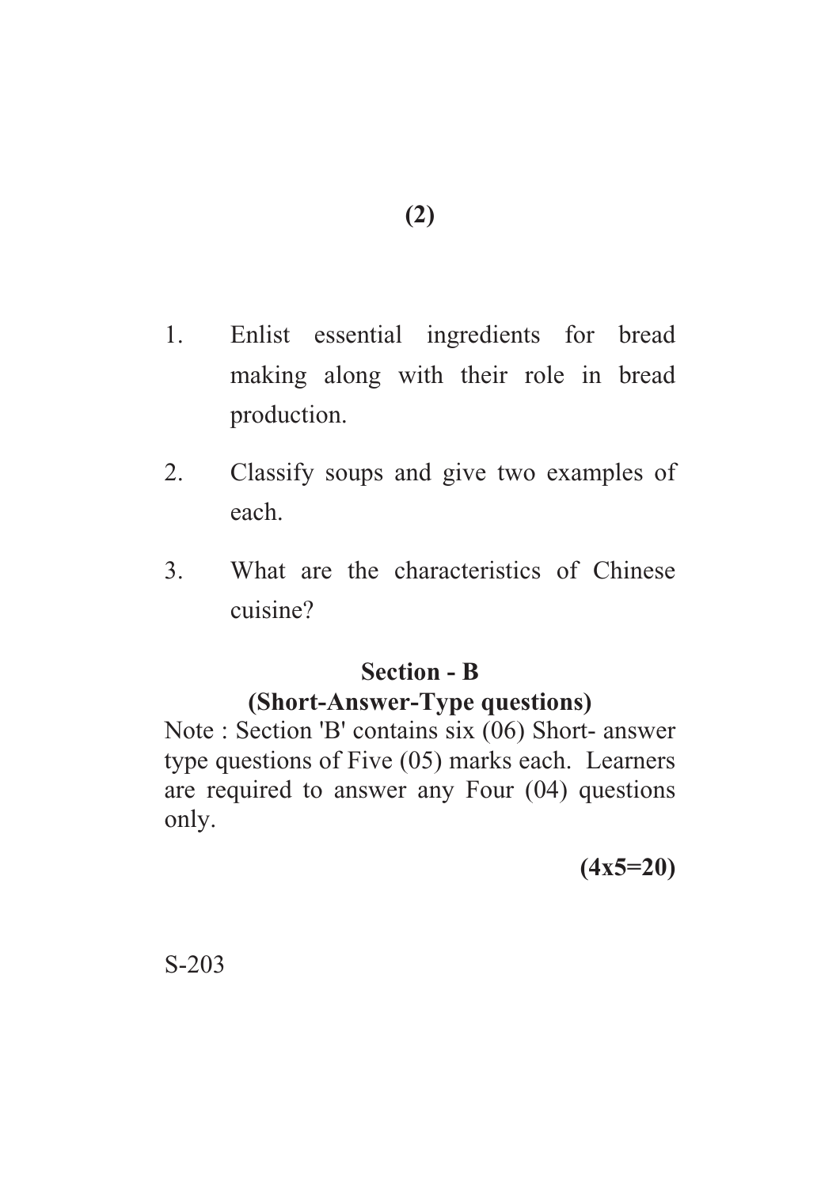1. Enlist essential ingredients for bread making along with their role in bread production.
2. Classify soups and give two examples of each.
3. What are the characteristics of Chinese cuisine?

## Section - B

### (Short-Answer-Type questions)

Note : Section 'B' contains six (06) Short- answer type questions of Five (05) marks each. Learners are required to answer any Four (04) questions only.

**(4x5=20)**

S-203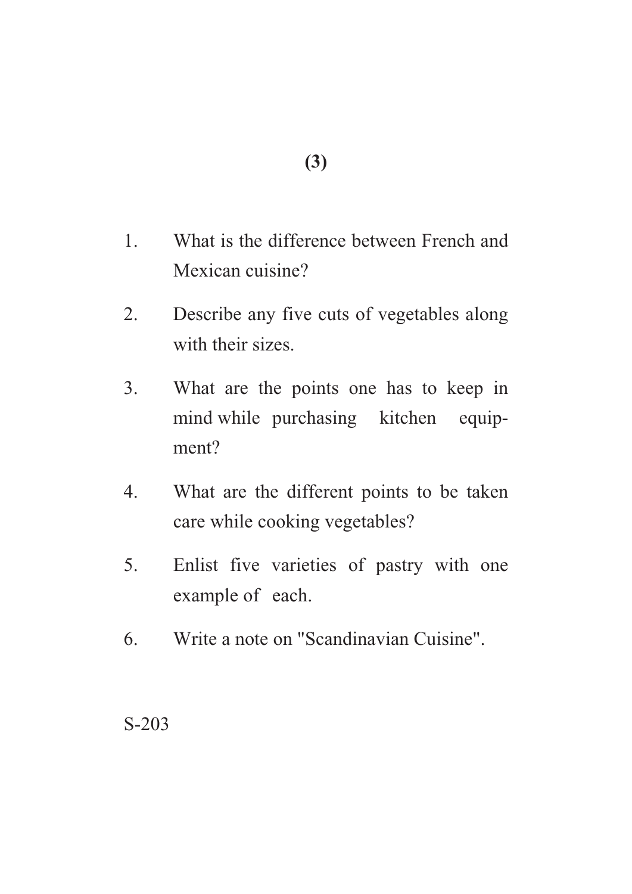1. What is the difference between French and Mexican cuisine?
2. Describe any five cuts of vegetables along with their sizes.
3. What are the points one has to keep in mind while purchasing kitchen equipment?
4. What are the different points to be taken care while cooking vegetables?
5. Enlist five varieties of pastry with one example of each.
6. Write a note on "Scandinavian Cuisine".

S-203